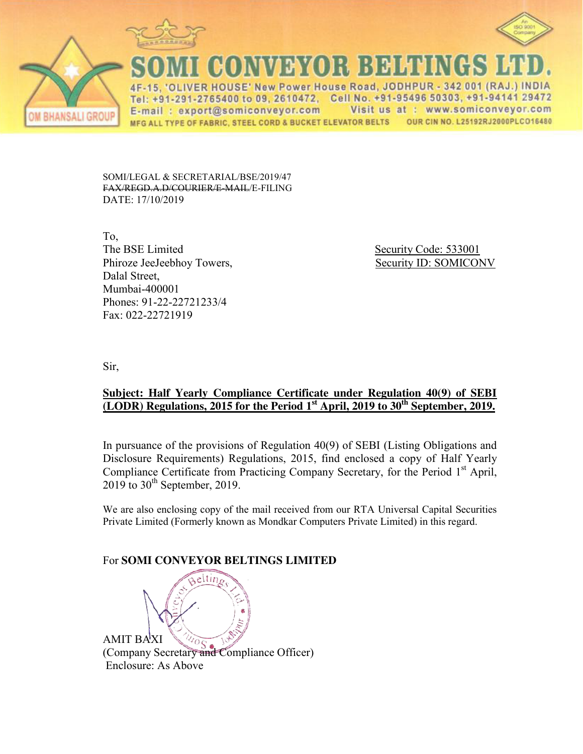# SOMI CONVEYOR BELTINGS LTD.

OM BHANSALI GROUP

4F-15, 'OLIVER HOUSE' New Power House Road, JODHPUR - 342 001 (RAJ.) INDIA
Tel: +91-291-2765400 to 09, 2610472, Cell No. +91-95496 50303, +91-94141 29472
E-mail : export@somiconveyor.com Visit us at : www.somiconveyor.com
MFG ALL TYPE OF FABRIC, STEEL CORD & BUCKET ELEVATOR BELTS OUR CIN NO. L25192RJ2000PLCO16480

SOMI/LEGAL & SECRETARIAL/BSE/2019/47
~~FAX/REGD.A.D/COURIER/E-MAIL~~/E-FILING
DATE: 17/10/2019

To,
The BSE Limited
Phiroze JeeJeebhoy Towers,
Dalal Street,
Mumbai-400001
Phones: 91-22-22721233/4
Fax: 022-22721919

Security Code: 533001
Security ID: SOMICONV

Sir,

**Subject: Half Yearly Compliance Certificate under Regulation 40(9) of SEBI (LODR) Regulations, 2015 for the Period 1st April, 2019 to 30th September, 2019.**

In pursuance of the provisions of Regulation 40(9) of SEBI (Listing Obligations and Disclosure Requirements) Regulations, 2015, find enclosed a copy of Half Yearly Compliance Certificate from Practicing Company Secretary, for the Period 1st April, 2019 to 30th September, 2019.

We are also enclosing copy of the mail received from our RTA Universal Capital Securities Private Limited (Formerly known as Mondkar Computers Private Limited) in this regard.

For **SOMI CONVEYOR BELTINGS LIMITED**

AMIT BAXI
(Company Secretary and Compliance Officer)
Enclosure: As Above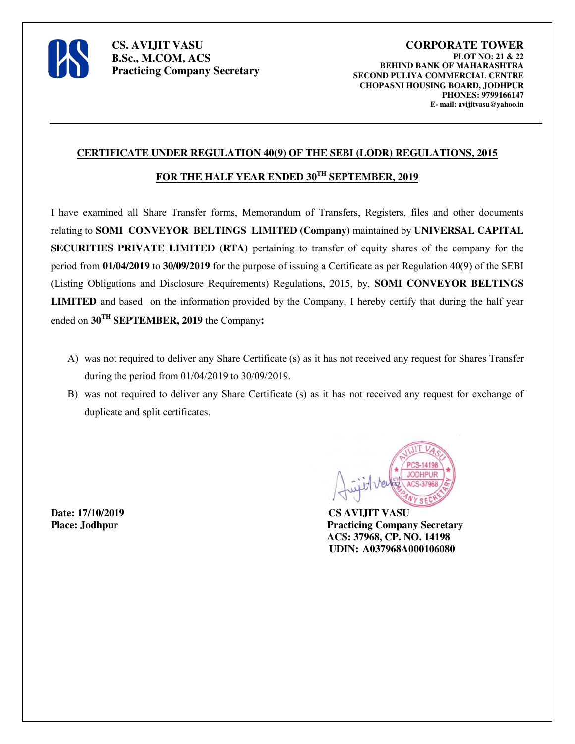**CS. AVIJIT VASU**
**B.Sc., M.COM, ACS**
**Practicing Company Secretary**

**CORPORATE TOWER**
**PLOT NO: 21 & 22**
**BEHIND BANK OF MAHARASHTRA**
**SECOND PULIYA COMMERCIAL CENTRE**
**CHOPASNI HOUSING BOARD, JODHPUR**
**PHONES: 9799166147**
**E- mail: avijitvasu@yahoo.in**

---

## CERTIFICATE UNDER REGULATION 40(9) OF THE SEBI (LODR) REGULATIONS, 2015

## FOR THE HALF YEAR ENDED 30TH SEPTEMBER, 2019

I have examined all Share Transfer forms, Memorandum of Transfers, Registers, files and other documents relating to **SOMI CONVEYOR BELTINGS LIMITED (Company)** maintained by **UNIVERSAL CAPITAL SECURITIES PRIVATE LIMITED (RTA)** pertaining to transfer of equity shares of the company for the period from **01/04/2019** to **30/09/2019** for the purpose of issuing a Certificate as per Regulation 40(9) of the SEBI (Listing Obligations and Disclosure Requirements) Regulations, 2015, by, **SOMI CONVEYOR BELTINGS LIMITED** and based on the information provided by the Company, I hereby certify that during the half year ended on **30TH SEPTEMBER, 2019** the Company**:**

A) was not required to deliver any Share Certificate (s) as it has not received any request for Shares Transfer during the period from 01/04/2019 to 30/09/2019.

B) was not required to deliver any Share Certificate (s) as it has not received any request for exchange of duplicate and split certificates.

**Date: 17/10/2019**
**Place: Jodhpur**

**CS AVIJIT VASU**
**Practicing Company Secretary**
**ACS: 37968, CP. NO. 14198**
**UDIN: A037968A000106080**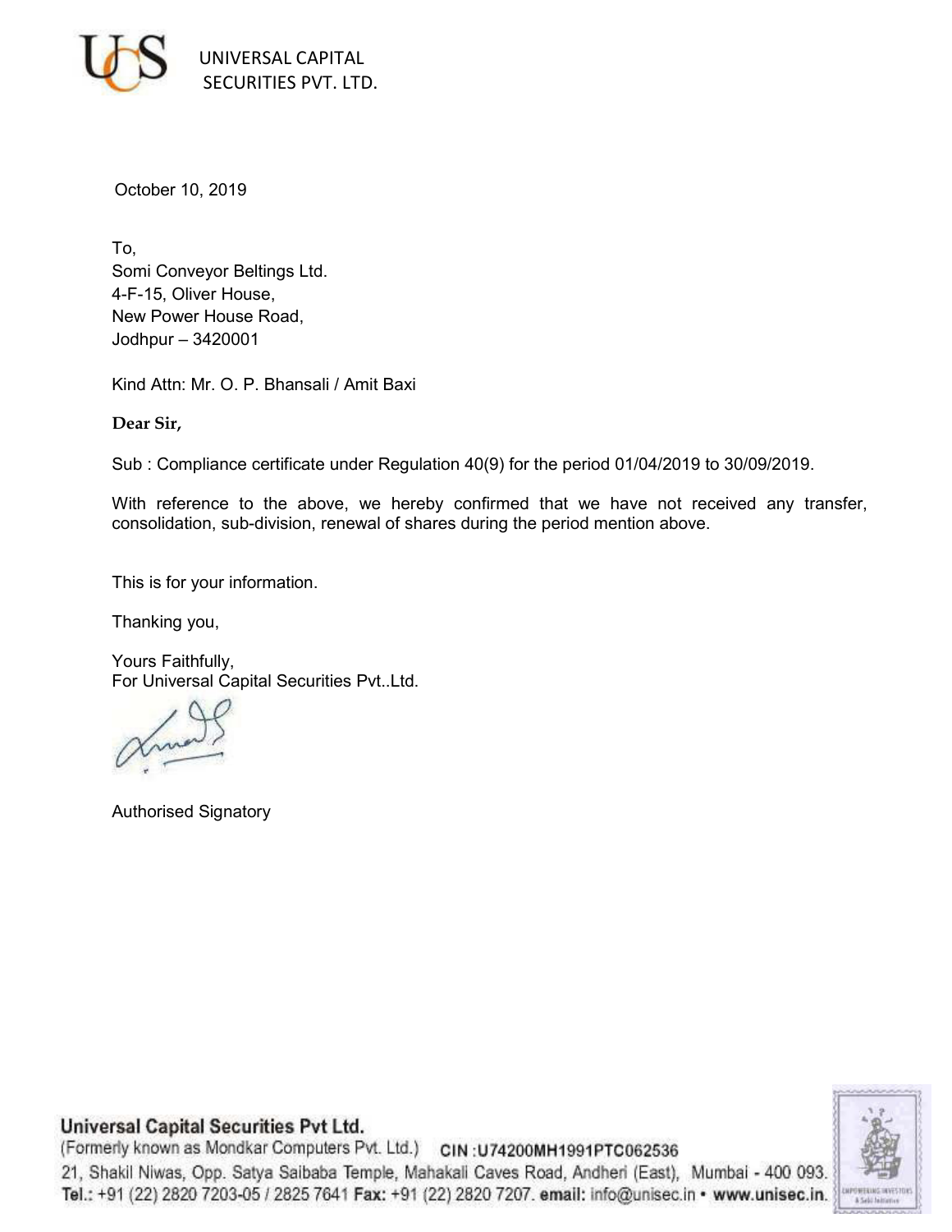UNIVERSAL CAPITAL
SECURITIES PVT. LTD.

October 10, 2019

To,
Somi Conveyor Beltings Ltd.
4-F-15, Oliver House,
New Power House Road,
Jodhpur – 3420001

Kind Attn: Mr. O. P. Bhansali / Amit Baxi

**Dear Sir,**

Sub : Compliance certificate under Regulation 40(9) for the period 01/04/2019 to 30/09/2019.

With reference to the above, we hereby confirmed that we have not received any transfer, consolidation, sub-division, renewal of shares during the period mention above.

This is for your information.

Thanking you,

Yours Faithfully,
For Universal Capital Securities Pvt..Ltd.

Authorised Signatory

**Universal Capital Securities Pvt Ltd.**
(Formerly known as Mondkar Computers Pvt. Ltd.) CIN :U74200MH1991PTC062536
21, Shakil Niwas, Opp. Satya Saibaba Temple, Mahakali Caves Road, Andheri (East), Mumbai - 400 093.
**Tel.:** +91 (22) 2820 7203-05 / 2825 7641 **Fax:** +91 (22) 2820 7207. **email:** info@unisec.in • **www.unisec.in.**